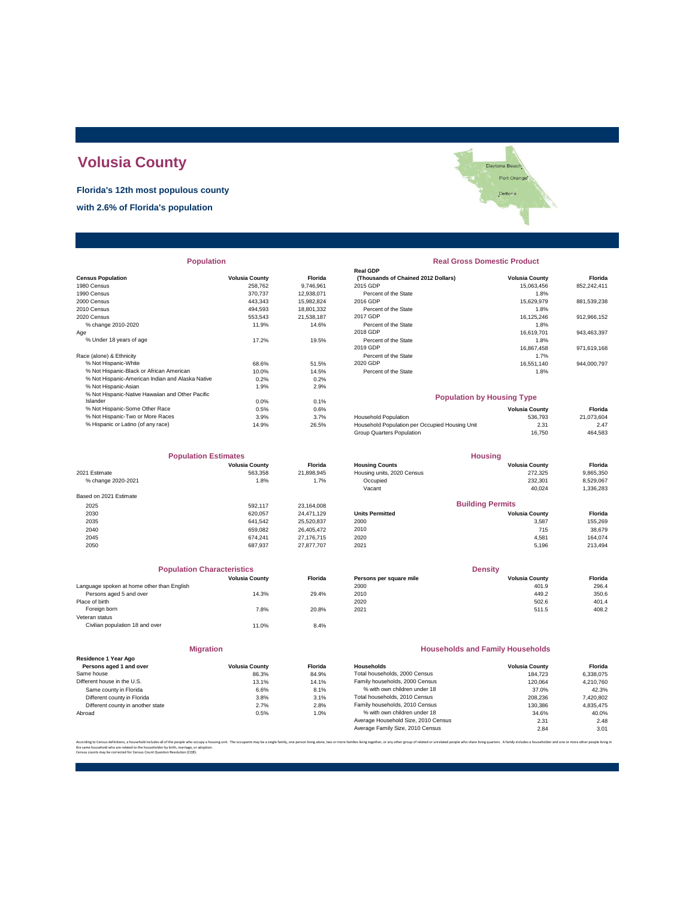# Volusia County

**Florida's 12th most populous county**

**with 2.6% of Florida's population**

## Population

| Census Population | Volusia County | Florida |
|---|---|---|
| 1980 Census | 258,762 | 9,746,961 |
| 1990 Census | 370,737 | 12,938,071 |
| 2000 Census | 443,343 | 15,982,824 |
| 2010 Census | 494,593 | 18,801,332 |
| 2020 Census | 553,543 | 21,538,187 |
| % change 2010-2020 | 11.9% | 14.6% |
| Age | | |
| % Under 18 years of age | 17.2% | 19.5% |
| Race (alone) & Ethnicity | | |
| % Not Hispanic-White | 68.6% | 51.5% |
| % Not Hispanic-Black or African American | 10.0% | 14.5% |
| % Not Hispanic-American Indian and Alaska Native | 0.2% | 0.2% |
| % Not Hispanic-Asian | 1.9% | 2.9% |
| % Not Hispanic-Native Hawaiian and Other Pacific Islander | 0.0% | 0.1% |
| % Not Hispanic-Some Other Race | 0.5% | 0.6% |
| % Not Hispanic-Two or More Races | 3.9% | 3.7% |
| % Hispanic or Latino (of any race) | 14.9% | 26.5% |

## Real Gross Domestic Product

| Real GDP (Thousands of Chained 2012 Dollars) | Volusia County | Florida |
|---|---|---|
| 2015 GDP | 15,063,456 | 852,242,411 |
| Percent of the State | 1.8% | |
| 2016 GDP | 15,629,979 | 881,539,238 |
| Percent of the State | 1.8% | |
| 2017 GDP | 16,125,246 | 912,966,152 |
| Percent of the State | 1.8% | |
| 2018 GDP | 16,619,701 | 943,463,397 |
| Percent of the State | 1.8% | |
| 2019 GDP | 16,867,458 | 971,619,168 |
| Percent of the State | 1.7% | |
| 2020 GDP | 16,551,140 | 944,000,797 |
| Percent of the State | 1.8% | |

## Population by Housing Type

| | Volusia County | Florida |
|---|---|---|
| Household Population | 536,793 | 21,073,604 |
| Household Population per Occupied Housing Unit | 2.31 | 2.47 |
| Group Quarters Population | 16,750 | 464,583 |

## Population Estimates

| | Volusia County | Florida |
|---|---|---|
| 2021 Estimate | 563,358 | 21,898,945 |
| % change 2020-2021 | 1.8% | 1.7% |
| Based on 2021 Estimate | | |
| 2025 | 592,117 | 23,164,008 |
| 2030 | 620,057 | 24,471,129 |
| 2035 | 641,542 | 25,520,837 |
| 2040 | 659,082 | 26,405,472 |
| 2045 | 674,241 | 27,176,715 |
| 2050 | 687,937 | 27,877,707 |

## Housing

| Housing Counts | Volusia County | Florida |
|---|---|---|
| Housing units, 2020 Census | 272,325 | 9,865,350 |
| Occupied | 232,301 | 8,529,067 |
| Vacant | 40,024 | 1,336,283 |

## Building Permits

| Units Permitted | Volusia County | Florida |
|---|---|---|
| 2000 | 3,587 | 155,269 |
| 2010 | 715 | 38,679 |
| 2020 | 4,581 | 164,074 |
| 2021 | 5,196 | 213,494 |

## Population Characteristics

| | Volusia County | Florida |
|---|---|---|
| Language spoken at home other than English | | |
| Persons aged 5 and over | 14.3% | 29.4% |
| Place of birth | | |
| Foreign born | 7.8% | 20.8% |
| Veteran status | | |
| Civilian population 18 and over | 11.0% | 8.4% |

## Density

| Persons per square mile | Volusia County | Florida |
|---|---|---|
| 2000 | 401.9 | 296.4 |
| 2010 | 449.2 | 350.6 |
| 2020 | 502.6 | 401.4 |
| 2021 | 511.5 | 408.2 |

## Migration

| Residence 1 Year Ago Persons aged 1 and over | Volusia County | Florida |
|---|---|---|
| Same house | 86.3% | 84.9% |
| Different house in the U.S. | 13.1% | 14.1% |
| Same county in Florida | 6.6% | 8.1% |
| Different county in Florida | 3.8% | 3.1% |
| Different county in another state | 2.7% | 2.8% |
| Abroad | 0.5% | 1.0% |

## Households and Family Households

| Households | Volusia County | Florida |
|---|---|---|
| Total households, 2000 Census | 184,723 | 6,338,075 |
| Family households, 2000 Census | 120,064 | 4,210,760 |
| % with own children under 18 | 37.0% | 42.3% |
| Total households, 2010 Census | 208,236 | 7,420,802 |
| Family households, 2010 Census | 130,386 | 4,835,475 |
| % with own children under 18 | 34.6% | 40.0% |
| Average Household Size, 2010 Census | 2.31 | 2.48 |
| Average Family Size, 2010 Census | 2.84 | 3.01 |

According to Census definitions, a household includes all of the people who occupy a housing unit. The occupants may be a single family, one person living alone, two or more families living together, or any other group of related or unrelated people who share living quarters. A family includes a householder and one or more other people living in the same household who are related to the householder by birth, marriage, or adoption.
Census counts may be corrected for Census Count Question Resolution (CQR).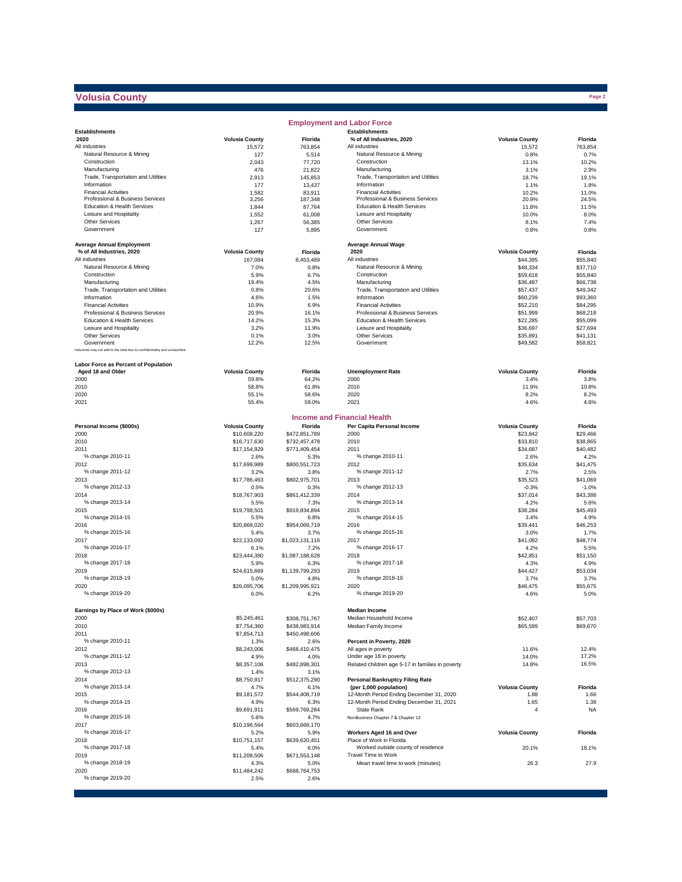# Volusia County

## Employment and Labor Force

| Establishments 2020 | Volusia County | Florida |
|---|---|---|
| All industries | 15,572 | 763,854 |
| Natural Resource & Mining | 127 | 5,514 |
| Construction | 2,043 | 77,720 |
| Manufacturing | 476 | 21,822 |
| Trade, Transportation and Utilities | 2,913 | 145,853 |
| Information | 177 | 13,437 |
| Financial Activities | 1,582 | 83,911 |
| Professional & Business Services | 3,256 | 187,348 |
| Education & Health Services | 1,844 | 87,764 |
| Leisure and Hospitality | 1,552 | 61,008 |
| Other Services | 1,267 | 56,385 |
| Government | 127 | 5,895 |

| Establishments % of All Industries, 2020 | Volusia County | Florida |
|---|---|---|
| All industries | 15,572 | 763,854 |
| Natural Resource & Mining | 0.8% | 0.7% |
| Construction | 13.1% | 10.2% |
| Manufacturing | 3.1% | 2.9% |
| Trade, Transportation and Utilities | 18.7% | 19.1% |
| Information | 1.1% | 1.8% |
| Financial Activities | 10.2% | 11.0% |
| Professional & Business Services | 20.9% | 24.5% |
| Education & Health Services | 11.8% | 11.5% |
| Leisure and Hospitality | 10.0% | 8.0% |
| Other Services | 8.1% | 7.4% |
| Government | 0.8% | 0.8% |

| Average Annual Employment % of All Industries, 2020 | Volusia County | Florida |
|---|---|---|
| All industries | 167,084 | 8,453,489 |
| Natural Resource & Mining | 7.0% | 0.8% |
| Construction | 5.9% | 6.7% |
| Manufacturing | 19.4% | 4.5% |
| Trade, Transportation and Utilities | 0.8% | 20.6% |
| Information | 4.6% | 1.5% |
| Financial Activities | 10.9% | 6.9% |
| Professional & Business Services | 20.9% | 16.1% |
| Education & Health Services | 14.2% | 15.3% |
| Leisure and Hospitality | 3.2% | 11.9% |
| Other Services | 0.1% | 3.0% |
| Government | 12.2% | 12.5% |

Industries may not add to the total due to confidentiality and unclassified.

| Average Annual Wage 2020 | Volusia County | Florida |
|---|---|---|
| All industries | $44,395 | $55,840 |
| Natural Resource & Mining | $48,334 | $37,710 |
| Construction | $59,618 | $55,840 |
| Manufacturing | $36,487 | $66,738 |
| Trade, Transportation and Utilities | $57,437 | $49,342 |
| Information | $60,239 | $93,360 |
| Financial Activities | $52,210 | $84,295 |
| Professional & Business Services | $51,999 | $68,218 |
| Education & Health Services | $22,285 | $55,099 |
| Leisure and Hospitality | $36,697 | $27,694 |
| Other Services | $35,891 | $41,131 |
| Government | $49,582 | $58,821 |

| Labor Force as Percent of Population Aged 18 and Older | Volusia County | Florida |
|---|---|---|
| 2000 | 59.8% | 64.2% |
| 2010 | 58.8% | 61.8% |
| 2020 | 55.1% | 58.6% |
| 2021 | 55.4% | 59.0% |

| Unemployment Rate | Volusia County | Florida |
|---|---|---|
| 2000 | 3.4% | 3.8% |
| 2010 | 11.9% | 10.8% |
| 2020 | 8.2% | 8.2% |
| 2021 | 4.6% | 4.6% |

## Income and Financial Health

| Personal Income ($000s) | Volusia County | Florida |
|---|---|---|
| 2000 | $10,608,220 | $472,851,789 |
| 2010 | $16,717,630 | $732,457,478 |
| 2011 | $17,154,929 | $771,409,454 |
| % change 2010-11 | 2.6% | 5.3% |
| 2012 | $17,699,989 | $800,551,723 |
| % change 2011-12 | 3.2% | 3.8% |
| 2013 | $17,786,463 | $802,975,701 |
| % change 2012-13 | 0.5% | 0.3% |
| 2014 | $18,767,903 | $861,412,339 |
| % change 2013-14 | 5.5% | 7.3% |
| 2015 | $19,798,501 | $919,834,894 |
| % change 2014-15 | 5.5% | 6.8% |
| 2016 | $20,868,020 | $954,069,719 |
| % change 2015-16 | 5.4% | 3.7% |
| 2017 | $22,133,092 | $1,023,131,116 |
| % change 2016-17 | 6.1% | 7.2% |
| 2018 | $23,444,380 | $1,087,188,628 |
| % change 2017-18 | 5.9% | 6.3% |
| 2019 | $24,615,669 | $1,139,799,293 |
| % change 2018-19 | 5.0% | 4.8% |
| 2020 | $26,095,706 | $1,209,995,921 |
| % change 2019-20 | 6.0% | 6.2% |

| Per Capita Personal Income | Volusia County | Florida |
|---|---|---|
| 2000 | $23,842 | $29,466 |
| 2010 | $33,810 | $38,865 |
| 2011 | $34,687 | $40,482 |
| % change 2010-11 | 2.6% | 4.2% |
| 2012 | $35,634 | $41,475 |
| % change 2011-12 | 2.7% | 2.5% |
| 2013 | $35,523 | $41,069 |
| % change 2012-13 | -0.3% | -1.0% |
| 2014 | $37,014 | $43,388 |
| % change 2013-14 | 4.2% | 5.6% |
| 2015 | $38,284 | $45,493 |
| % change 2014-15 | 3.4% | 4.9% |
| 2016 | $39,441 | $46,253 |
| % change 2015-16 | 3.0% | 1.7% |
| 2017 | $41,082 | $48,774 |
| % change 2016-17 | 4.2% | 5.5% |
| 2018 | $42,851 | $51,150 |
| % change 2017-18 | 4.3% | 4.9% |
| 2019 | $44,427 | $53,034 |
| % change 2018-19 | 3.7% | 3.7% |
| 2020 | $46,475 | $55,675 |
| % change 2019-20 | 4.6% | 5.0% |

| Earnings by Place of Work ($000s) | Volusia County | Florida |
|---|---|---|
| 2000 | $5,245,461 | $308,751,767 |
| 2010 | $7,754,360 | $438,983,914 |
| 2011 | $7,854,713 | $450,498,606 |
| % change 2010-11 | 1.3% | 2.6% |
| 2012 | $8,243,006 | $468,410,475 |
| % change 2011-12 | 4.9% | 4.0% |
| 2013 | $8,357,106 | $482,898,301 |
| % change 2012-13 | 1.4% | 3.1% |
| 2014 | $8,750,917 | $512,375,290 |
| % change 2013-14 | 4.7% | 6.1% |
| 2015 | $9,181,572 | $544,408,719 |
| % change 2014-15 | 4.9% | 6.3% |
| 2016 | $9,691,911 | $569,769,284 |
| % change 2015-16 | 5.6% | 4.7% |
| 2017 | $10,196,564 | $603,668,170 |
| % change 2016-17 | 5.2% | 5.9% |
| 2018 | $10,751,157 | $639,620,451 |
| % change 2017-18 | 5.4% | 6.0% |
| 2019 | $11,208,506 | $671,553,148 |
| % change 2018-19 | 4.3% | 5.0% |
| 2020 | $11,484,242 | $688,764,753 |
| % change 2019-20 | 2.5% | 2.6% |

| Median Income | Volusia County | Florida |
|---|---|---|
| Median Household Income | $52,407 | $57,703 |
| Median Family Income | $65,599 | $69,670 |

| Percent in Poverty, 2020 | Volusia County | Florida |
|---|---|---|
| All ages in poverty | 11.6% | 12.4% |
| Under age 18 in poverty | 14.0% | 17.2% |
| Related children age 5-17 in families in poverty | 14.8% | 16.5% |

| Personal Bankruptcy Filing Rate (per 1,000 population) | Volusia County | Florida |
|---|---|---|
| 12-Month Period Ending December 31, 2020 | 1.88 | 1.66 |
| 12-Month Period Ending December 31, 2021 | 1.65 | 1.38 |
| State Rank | 4 | NA |

NonBusiness Chapter 7 & Chapter 13

| Workers Aged 16 and Over | Volusia County | Florida |
|---|---|---|
| Place of Work in Florida | | |
| Worked outside county of residence | 20.1% | 18.1% |
| Travel Time to Work | | |
| Mean travel time to work (minutes) | 26.3 | 27.9 |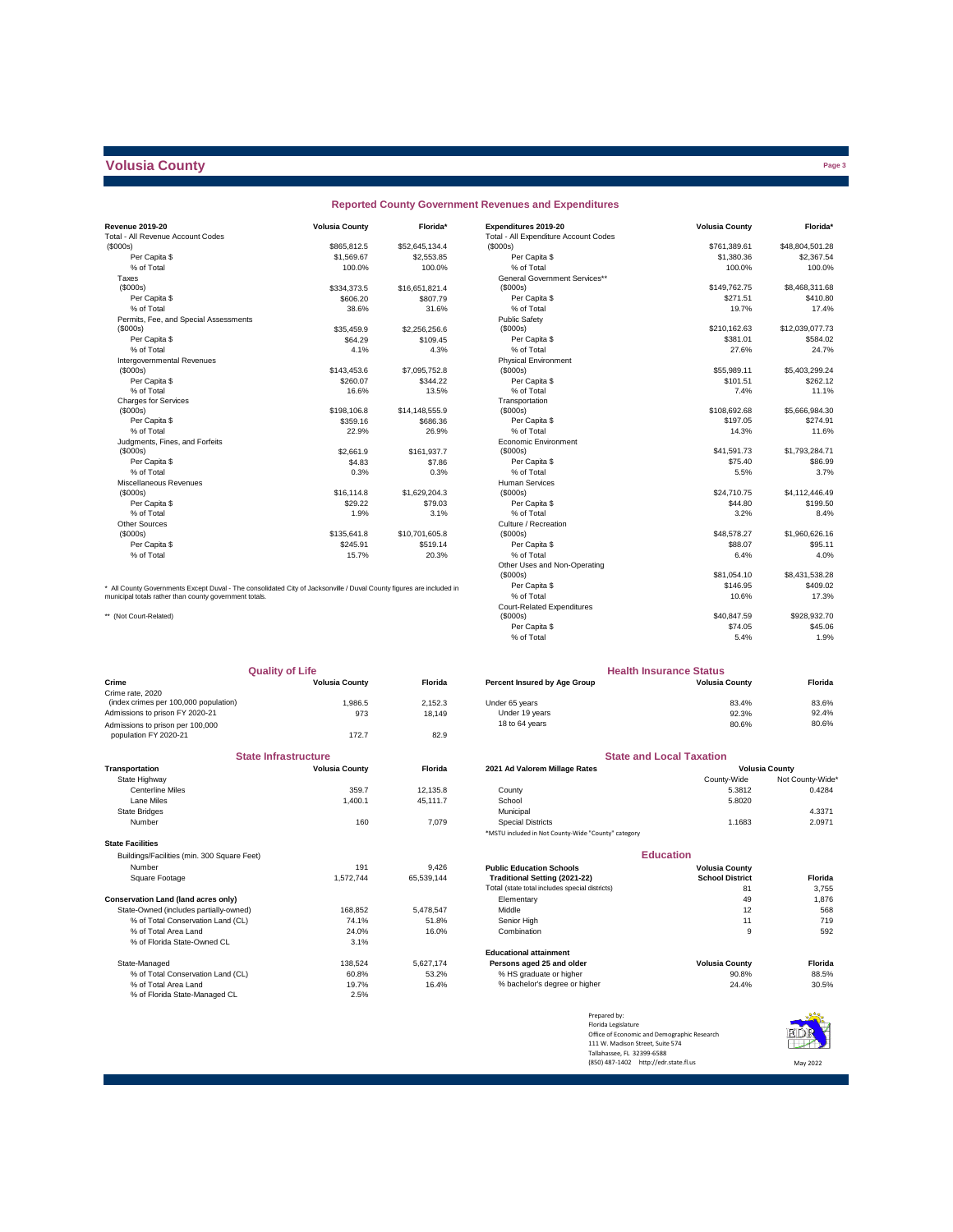# Volusia County

## Reported County Government Revenues and Expenditures

| Revenue 2019-20 | Volusia County | Florida* |
|---|---|---|
| Total - All Revenue Account Codes | | |
| ($000s) | $865,812.5 | $52,645,134.4 |
| Per Capita $ | $1,569.67 | $2,553.85 |
| % of Total | 100.0% | 100.0% |
| Taxes | | |
| ($000s) | $334,373.5 | $16,651,821.4 |
| Per Capita $ | $606.20 | $807.79 |
| % of Total | 38.6% | 31.6% |
| Permits, Fee, and Special Assessments | | |
| ($000s) | $35,459.9 | $2,256,256.6 |
| Per Capita $ | $64.29 | $109.45 |
| % of Total | 4.1% | 4.3% |
| Intergovernmental Revenues | | |
| ($000s) | $143,453.6 | $7,095,752.8 |
| Per Capita $ | $260.07 | $344.22 |
| % of Total | 16.6% | 13.5% |
| Charges for Services | | |
| ($000s) | $198,106.8 | $14,148,555.9 |
| Per Capita $ | $359.16 | $686.36 |
| % of Total | 22.9% | 26.9% |
| Judgments, Fines, and Forfeits | | |
| ($000s) | $2,661.9 | $161,937.7 |
| Per Capita $ | $4.83 | $7.86 |
| % of Total | 0.3% | 0.3% |
| Miscellaneous Revenues | | |
| ($000s) | $16,114.8 | $1,629,204.3 |
| Per Capita $ | $29.22 | $79.03 |
| % of Total | 1.9% | 3.1% |
| Other Sources | | |
| ($000s) | $135,641.8 | $10,701,605.8 |
| Per Capita $ | $245.91 | $519.14 |
| % of Total | 15.7% | 20.3% |

\* All County Governments Except Duval - The consolidated City of Jacksonville / Duval County figures are included in municipal totals rather than county government totals.

\*\* (Not Court-Related)

| Expenditures 2019-20 | Volusia County | Florida* |
|---|---|---|
| Total - All Expenditure Account Codes | | |
| ($000s) | $761,389.61 | $48,804,501.28 |
| Per Capita $ | $1,380.36 | $2,367.54 |
| % of Total | 100.0% | 100.0% |
| General Government Services** | | |
| ($000s) | $149,762.75 | $8,468,311.68 |
| Per Capita $ | $271.51 | $410.80 |
| % of Total | 19.7% | 17.4% |
| Public Safety | | |
| ($000s) | $210,162.63 | $12,039,077.73 |
| Per Capita $ | $381.01 | $584.02 |
| % of Total | 27.6% | 24.7% |
| Physical Environment | | |
| ($000s) | $55,989.11 | $5,403,299.24 |
| Per Capita $ | $101.51 | $262.12 |
| % of Total | 7.4% | 11.1% |
| Transportation | | |
| ($000s) | $108,692.68 | $5,666,984.30 |
| Per Capita $ | $197.05 | $274.91 |
| % of Total | 14.3% | 11.6% |
| Economic Environment | | |
| ($000s) | $41,591.73 | $1,793,284.71 |
| Per Capita $ | $75.40 | $86.99 |
| % of Total | 5.5% | 3.7% |
| Human Services | | |
| ($000s) | $24,710.75 | $4,112,446.49 |
| Per Capita $ | $44.80 | $199.50 |
| % of Total | 3.2% | 8.4% |
| Culture / Recreation | | |
| ($000s) | $48,578.27 | $1,960,626.16 |
| Per Capita $ | $88.07 | $95.11 |
| % of Total | 6.4% | 4.0% |
| Other Uses and Non-Operating | | |
| ($000s) | $81,054.10 | $8,431,538.28 |
| Per Capita $ | $146.95 | $409.02 |
| % of Total | 10.6% | 17.3% |
| Court-Related Expenditures | | |
| ($000s) | $40,847.59 | $928,932.70 |
| Per Capita $ | $74.05 | $45.06 |
| % of Total | 5.4% | 1.9% |

## Quality of Life

| Crime | Volusia County | Florida |
|---|---|---|
| Crime rate, 2020 (index crimes per 100,000 population) | 1,986.5 | 2,152.3 |
| Admissions to prison FY 2020-21 | 973 | 18,149 |
| Admissions to prison per 100,000 population FY 2020-21 | 172.7 | 82.9 |

## Health Insurance Status

| Percent Insured by Age Group | Volusia County | Florida |
|---|---|---|
| Under 65 years | 83.4% | 83.6% |
| Under 19 years | 92.3% | 92.4% |
| 18 to 64 years | 80.6% | 80.6% |

## State Infrastructure

| Transportation | Volusia County | Florida |
|---|---|---|
| State Highway | | |
| Centerline Miles | 359.7 | 12,135.8 |
| Lane Miles | 1,400.1 | 45,111.7 |
| State Bridges | | |
| Number | 160 | 7,079 |
| **State Facilities** | | |
| Buildings/Facilities (min. 300 Square Feet) | | |
| Number | 191 | 9,426 |
| Square Footage | 1,572,744 | 65,539,144 |
| **Conservation Land (land acres only)** | | |
| State-Owned (includes partially-owned) | 168,852 | 5,478,547 |
| % of Total Conservation Land (CL) | 74.1% | 51.8% |
| % of Total Area Land | 24.0% | 16.0% |
| % of Florida State-Owned CL | 3.1% | |
| State-Managed | 138,524 | 5,627,174 |
| % of Total Conservation Land (CL) | 60.8% | 53.2% |
| % of Total Area Land | 19.7% | 16.4% |
| % of Florida State-Managed CL | 2.5% | |

## State and Local Taxation

| 2021 Ad Valorem Millage Rates | Volusia County County-Wide | Volusia County Not County-Wide* |
|---|---|---|
| County | 5.3812 | 0.4284 |
| School | 5.8020 | |
| Municipal | | 4.3371 |
| Special Districts | 1.1683 | 2.0971 |

*MSTU included in Not County-Wide "County" category

## Education

| Public Education Schools Traditional Setting (2021-22) | Volusia County School District | Florida |
|---|---|---|
| Total (state total includes special districts) | 81 | 3,755 |
| Elementary | 49 | 1,876 |
| Middle | 12 | 568 |
| Senior High | 11 | 719 |
| Combination | 9 | 592 |

| Educational attainment Persons aged 25 and older | Volusia County | Florida |
|---|---|---|
| % HS graduate or higher | 90.8% | 88.5% |
| % bachelor's degree or higher | 24.4% | 30.5% |

Prepared by:
Florida Legislature
Office of Economic and Demographic Research
111 W. Madison Street, Suite 574
Tallahassee, FL 32399-6588
(850) 487-1402 http://edr.state.fl.us

May 2022